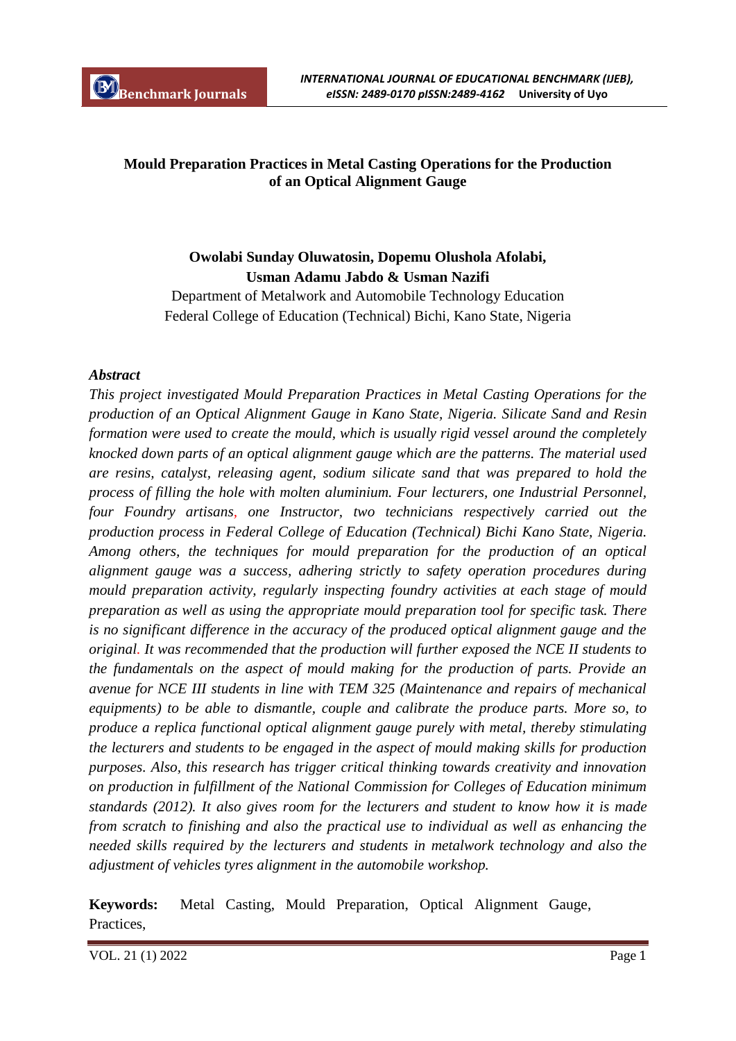# Mould Preparation Practices in Metal Casting Operations for the Production of an Optical Alignment Gauge

**Owolabi Sunday Oluwatosin, Dopemu Olushola Afolabi, Usman Adamu Jabdo & Usman Nazifi**

Department of Metalwork and Automobile Technology Education
Federal College of Education (Technical) Bichi, Kano State, Nigeria

### *Abstract*

*This project investigated Mould Preparation Practices in Metal Casting Operations for the production of an Optical Alignment Gauge in Kano State, Nigeria. Silicate Sand and Resin formation were used to create the mould, which is usually rigid vessel around the completely knocked down parts of an optical alignment gauge which are the patterns. The material used are resins, catalyst, releasing agent, sodium silicate sand that was prepared to hold the process of filling the hole with molten aluminium. Four lecturers, one Industrial Personnel, four Foundry artisans, one Instructor, two technicians respectively carried out the production process in Federal College of Education (Technical) Bichi Kano State, Nigeria. Among others, the techniques for mould preparation for the production of an optical alignment gauge was a success, adhering strictly to safety operation procedures during mould preparation activity, regularly inspecting foundry activities at each stage of mould preparation as well as using the appropriate mould preparation tool for specific task. There is no significant difference in the accuracy of the produced optical alignment gauge and the original. It was recommended that the production will further exposed the NCE II students to the fundamentals on the aspect of mould making for the production of parts. Provide an avenue for NCE III students in line with TEM 325 (Maintenance and repairs of mechanical equipments) to be able to dismantle, couple and calibrate the produce parts. More so, to produce a replica functional optical alignment gauge purely with metal, thereby stimulating the lecturers and students to be engaged in the aspect of mould making skills for production purposes. Also, this research has trigger critical thinking towards creativity and innovation on production in fulfillment of the National Commission for Colleges of Education minimum standards (2012). It also gives room for the lecturers and student to know how it is made from scratch to finishing and also the practical use to individual as well as enhancing the needed skills required by the lecturers and students in metalwork technology and also the adjustment of vehicles tyres alignment in the automobile workshop.*

**Keywords:** Metal Casting, Mould Preparation, Optical Alignment Gauge, Practices,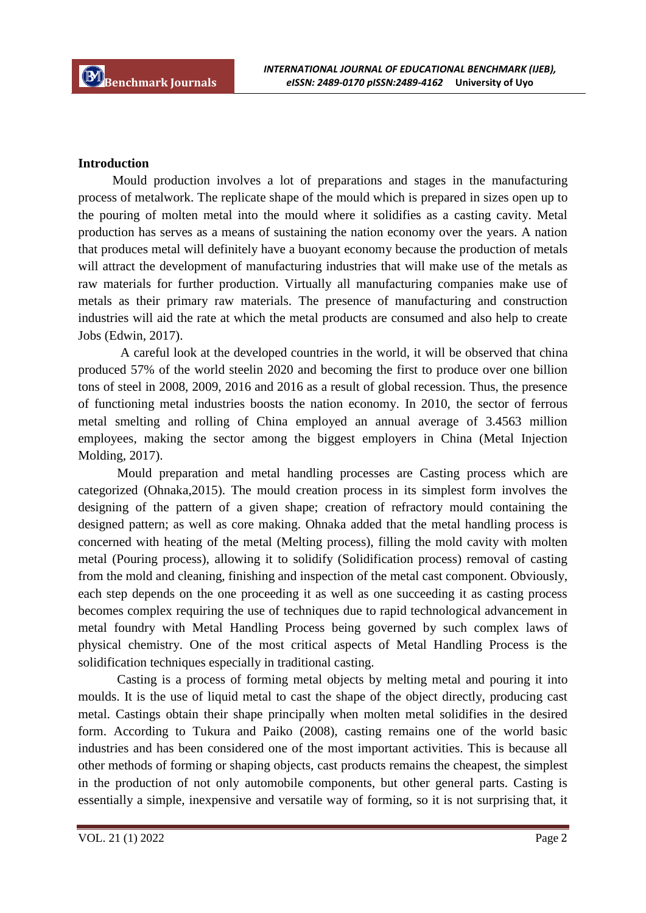## Introduction

Mould production involves a lot of preparations and stages in the manufacturing process of metalwork. The replicate shape of the mould which is prepared in sizes open up to the pouring of molten metal into the mould where it solidifies as a casting cavity. Metal production has serves as a means of sustaining the nation economy over the years. A nation that produces metal will definitely have a buoyant economy because the production of metals will attract the development of manufacturing industries that will make use of the metals as raw materials for further production. Virtually all manufacturing companies make use of metals as their primary raw materials. The presence of manufacturing and construction industries will aid the rate at which the metal products are consumed and also help to create Jobs (Edwin, 2017).

A careful look at the developed countries in the world, it will be observed that china produced 57% of the world steelin 2020 and becoming the first to produce over one billion tons of steel in 2008, 2009, 2016 and 2016 as a result of global recession. Thus, the presence of functioning metal industries boosts the nation economy. In 2010, the sector of ferrous metal smelting and rolling of China employed an annual average of 3.4563 million employees, making the sector among the biggest employers in China (Metal Injection Molding, 2017).

Mould preparation and metal handling processes are Casting process which are categorized (Ohnaka,2015). The mould creation process in its simplest form involves the designing of the pattern of a given shape; creation of refractory mould containing the designed pattern; as well as core making. Ohnaka added that the metal handling process is concerned with heating of the metal (Melting process), filling the mold cavity with molten metal (Pouring process), allowing it to solidify (Solidification process) removal of casting from the mold and cleaning, finishing and inspection of the metal cast component. Obviously, each step depends on the one proceeding it as well as one succeeding it as casting process becomes complex requiring the use of techniques due to rapid technological advancement in metal foundry with Metal Handling Process being governed by such complex laws of physical chemistry. One of the most critical aspects of Metal Handling Process is the solidification techniques especially in traditional casting.

Casting is a process of forming metal objects by melting metal and pouring it into moulds. It is the use of liquid metal to cast the shape of the object directly, producing cast metal. Castings obtain their shape principally when molten metal solidifies in the desired form. According to Tukura and Paiko (2008), casting remains one of the world basic industries and has been considered one of the most important activities. This is because all other methods of forming or shaping objects, cast products remains the cheapest, the simplest in the production of not only automobile components, but other general parts. Casting is essentially a simple, inexpensive and versatile way of forming, so it is not surprising that, it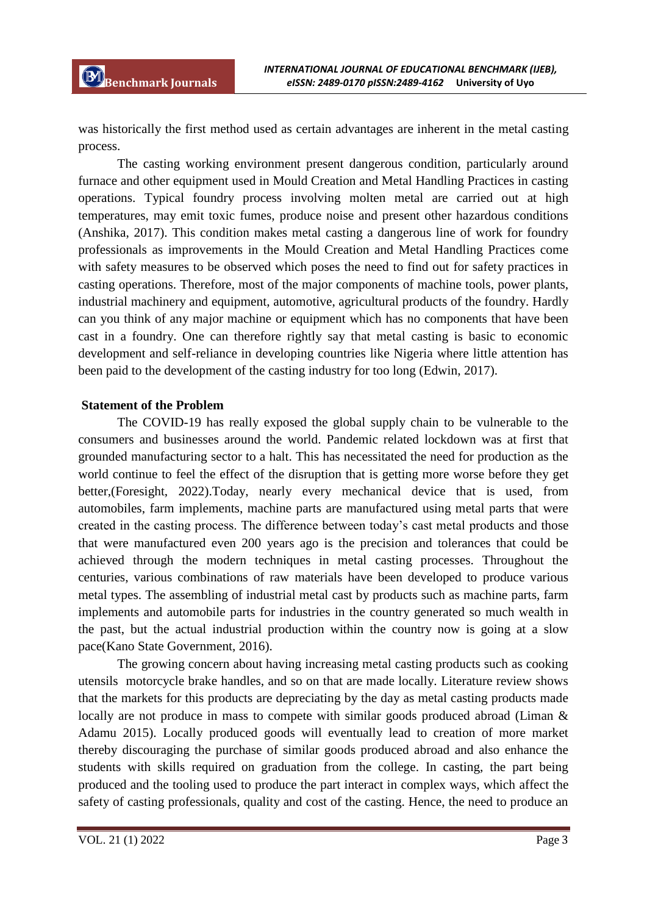was historically the first method used as certain advantages are inherent in the metal casting process.

The casting working environment present dangerous condition, particularly around furnace and other equipment used in Mould Creation and Metal Handling Practices in casting operations. Typical foundry process involving molten metal are carried out at high temperatures, may emit toxic fumes, produce noise and present other hazardous conditions (Anshika, 2017). This condition makes metal casting a dangerous line of work for foundry professionals as improvements in the Mould Creation and Metal Handling Practices come with safety measures to be observed which poses the need to find out for safety practices in casting operations. Therefore, most of the major components of machine tools, power plants, industrial machinery and equipment, automotive, agricultural products of the foundry. Hardly can you think of any major machine or equipment which has no components that have been cast in a foundry. One can therefore rightly say that metal casting is basic to economic development and self-reliance in developing countries like Nigeria where little attention has been paid to the development of the casting industry for too long (Edwin, 2017).

## Statement of the Problem

The COVID-19 has really exposed the global supply chain to be vulnerable to the consumers and businesses around the world. Pandemic related lockdown was at first that grounded manufacturing sector to a halt. This has necessitated the need for production as the world continue to feel the effect of the disruption that is getting more worse before they get better,(Foresight, 2022).Today, nearly every mechanical device that is used, from automobiles, farm implements, machine parts are manufactured using metal parts that were created in the casting process. The difference between today's cast metal products and those that were manufactured even 200 years ago is the precision and tolerances that could be achieved through the modern techniques in metal casting processes. Throughout the centuries, various combinations of raw materials have been developed to produce various metal types. The assembling of industrial metal cast by products such as machine parts, farm implements and automobile parts for industries in the country generated so much wealth in the past, but the actual industrial production within the country now is going at a slow pace(Kano State Government, 2016).

The growing concern about having increasing metal casting products such as cooking utensils motorcycle brake handles, and so on that are made locally. Literature review shows that the markets for this products are depreciating by the day as metal casting products made locally are not produce in mass to compete with similar goods produced abroad (Liman & Adamu 2015). Locally produced goods will eventually lead to creation of more market thereby discouraging the purchase of similar goods produced abroad and also enhance the students with skills required on graduation from the college. In casting, the part being produced and the tooling used to produce the part interact in complex ways, which affect the safety of casting professionals, quality and cost of the casting. Hence, the need to produce an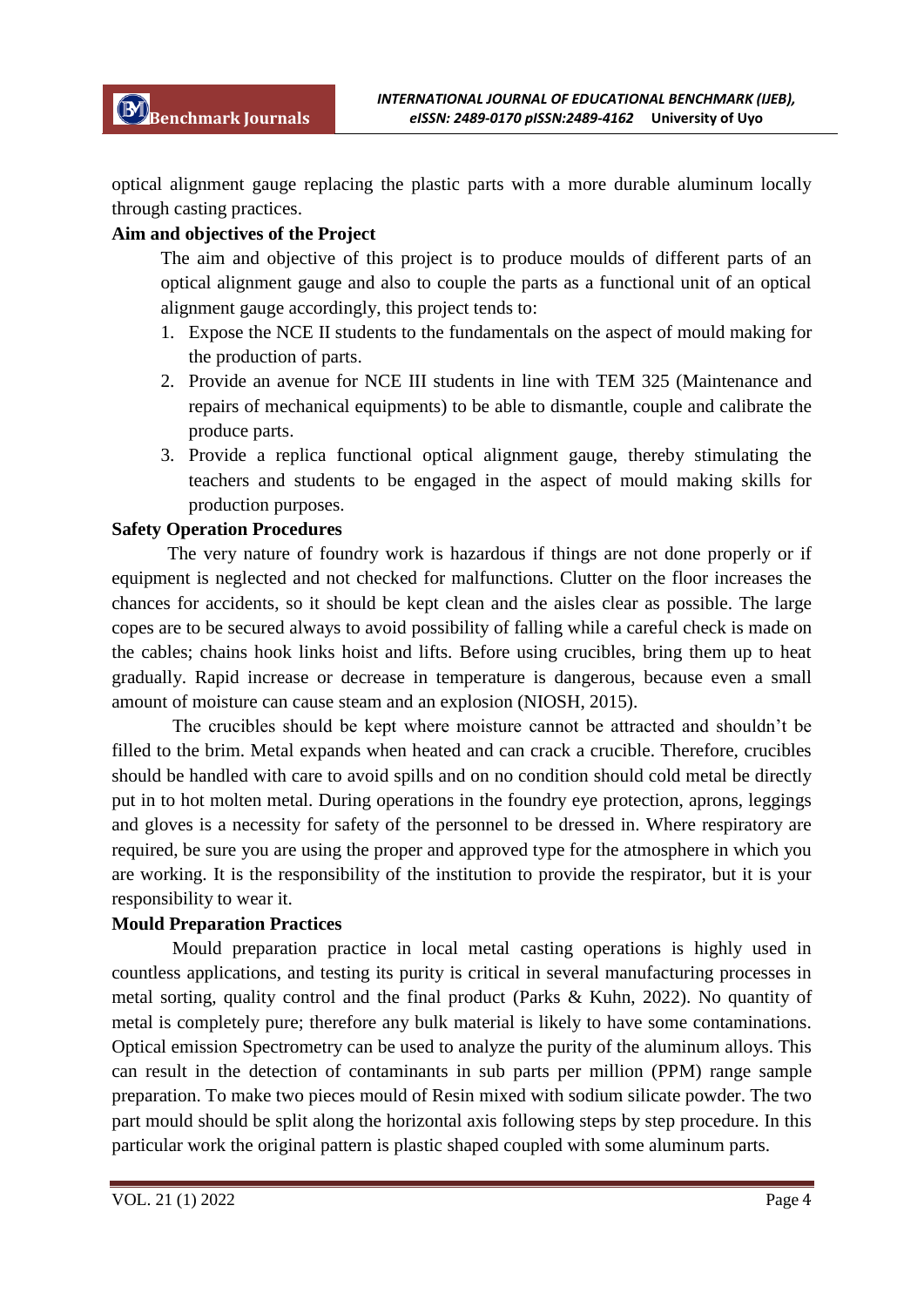optical alignment gauge replacing the plastic parts with a more durable aluminum locally through casting practices.

**Aim and objectives of the Project**

The aim and objective of this project is to produce moulds of different parts of an optical alignment gauge and also to couple the parts as a functional unit of an optical alignment gauge accordingly, this project tends to:

1. Expose the NCE II students to the fundamentals on the aspect of mould making for the production of parts.
2. Provide an avenue for NCE III students in line with TEM 325 (Maintenance and repairs of mechanical equipments) to be able to dismantle, couple and calibrate the produce parts.
3. Provide a replica functional optical alignment gauge, thereby stimulating the teachers and students to be engaged in the aspect of mould making skills for production purposes.

**Safety Operation Procedures**

The very nature of foundry work is hazardous if things are not done properly or if equipment is neglected and not checked for malfunctions. Clutter on the floor increases the chances for accidents, so it should be kept clean and the aisles clear as possible. The large copes are to be secured always to avoid possibility of falling while a careful check is made on the cables; chains hook links hoist and lifts. Before using crucibles, bring them up to heat gradually. Rapid increase or decrease in temperature is dangerous, because even a small amount of moisture can cause steam and an explosion (NIOSH, 2015).

The crucibles should be kept where moisture cannot be attracted and shouldn't be filled to the brim. Metal expands when heated and can crack a crucible. Therefore, crucibles should be handled with care to avoid spills and on no condition should cold metal be directly put in to hot molten metal. During operations in the foundry eye protection, aprons, leggings and gloves is a necessity for safety of the personnel to be dressed in. Where respiratory are required, be sure you are using the proper and approved type for the atmosphere in which you are working. It is the responsibility of the institution to provide the respirator, but it is your responsibility to wear it.

**Mould Preparation Practices**

Mould preparation practice in local metal casting operations is highly used in countless applications, and testing its purity is critical in several manufacturing processes in metal sorting, quality control and the final product (Parks & Kuhn, 2022). No quantity of metal is completely pure; therefore any bulk material is likely to have some contaminations. Optical emission Spectrometry can be used to analyze the purity of the aluminum alloys. This can result in the detection of contaminants in sub parts per million (PPM) range sample preparation. To make two pieces mould of Resin mixed with sodium silicate powder. The two part mould should be split along the horizontal axis following steps by step procedure. In this particular work the original pattern is plastic shaped coupled with some aluminum parts.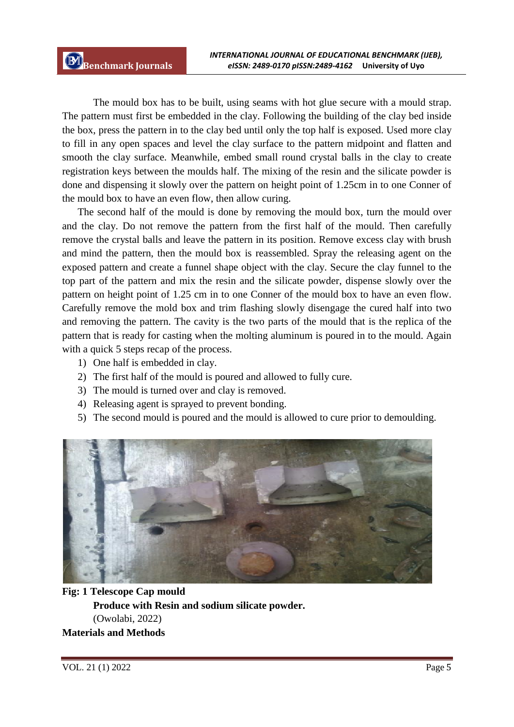The mould box has to be built, using seams with hot glue secure with a mould strap. The pattern must first be embedded in the clay. Following the building of the clay bed inside the box, press the pattern in to the clay bed until only the top half is exposed. Used more clay to fill in any open spaces and level the clay surface to the pattern midpoint and flatten and smooth the clay surface. Meanwhile, embed small round crystal balls in the clay to create registration keys between the moulds half. The mixing of the resin and the silicate powder is done and dispensing it slowly over the pattern on height point of 1.25cm in to one Conner of the mould box to have an even flow, then allow curing.

The second half of the mould is done by removing the mould box, turn the mould over and the clay. Do not remove the pattern from the first half of the mould. Then carefully remove the crystal balls and leave the pattern in its position. Remove excess clay with brush and mind the pattern, then the mould box is reassembled. Spray the releasing agent on the exposed pattern and create a funnel shape object with the clay. Secure the clay funnel to the top part of the pattern and mix the resin and the silicate powder, dispense slowly over the pattern on height point of 1.25 cm in to one Conner of the mould box to have an even flow. Carefully remove the mold box and trim flashing slowly disengage the cured half into two and removing the pattern. The cavity is the two parts of the mould that is the replica of the pattern that is ready for casting when the molting aluminum is poured in to the mould. Again with a quick 5 steps recap of the process.

1) One half is embedded in clay.
2) The first half of the mould is poured and allowed to fully cure.
3) The mould is turned over and clay is removed.
4) Releasing agent is sprayed to prevent bonding.
5) The second mould is poured and the mould is allowed to cure prior to demoulding.

**Fig: 1 Telescope Cap mould**
**Produce with Resin and sodium silicate powder.**
(Owolabi, 2022)

**Materials and Methods**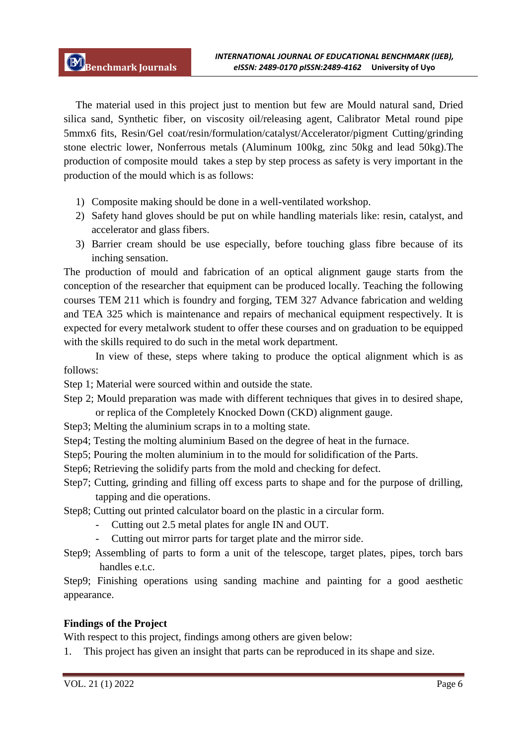The material used in this project just to mention but few are Mould natural sand, Dried silica sand, Synthetic fiber, on viscosity oil/releasing agent, Calibrator Metal round pipe 5mmx6 fits, Resin/Gel coat/resin/formulation/catalyst/Accelerator/pigment Cutting/grinding stone electric lower, Nonferrous metals (Aluminum 100kg, zinc 50kg and lead 50kg).The production of composite mould takes a step by step process as safety is very important in the production of the mould which is as follows:

1) Composite making should be done in a well-ventilated workshop.
2) Safety hand gloves should be put on while handling materials like: resin, catalyst, and accelerator and glass fibers.
3) Barrier cream should be use especially, before touching glass fibre because of its inching sensation.

The production of mould and fabrication of an optical alignment gauge starts from the conception of the researcher that equipment can be produced locally. Teaching the following courses TEM 211 which is foundry and forging, TEM 327 Advance fabrication and welding and TEA 325 which is maintenance and repairs of mechanical equipment respectively. It is expected for every metalwork student to offer these courses and on graduation to be equipped with the skills required to do such in the metal work department.

In view of these, steps where taking to produce the optical alignment which is as follows:

Step 1; Material were sourced within and outside the state.

Step 2; Mould preparation was made with different techniques that gives in to desired shape, or replica of the Completely Knocked Down (CKD) alignment gauge.

Step3; Melting the aluminium scraps in to a molting state.

Step4; Testing the molting aluminium Based on the degree of heat in the furnace.

Step5; Pouring the molten aluminium in to the mould for solidification of the Parts.

Step6; Retrieving the solidify parts from the mold and checking for defect.

Step7; Cutting, grinding and filling off excess parts to shape and for the purpose of drilling, tapping and die operations.

Step8; Cutting out printed calculator board on the plastic in a circular form.

- Cutting out 2.5 metal plates for angle IN and OUT.
- Cutting out mirror parts for target plate and the mirror side.

Step9; Assembling of parts to form a unit of the telescope, target plates, pipes, torch bars handles e.t.c.

Step9; Finishing operations using sanding machine and painting for a good aesthetic appearance.

**Findings of the Project**

With respect to this project, findings among others are given below:

1. This project has given an insight that parts can be reproduced in its shape and size.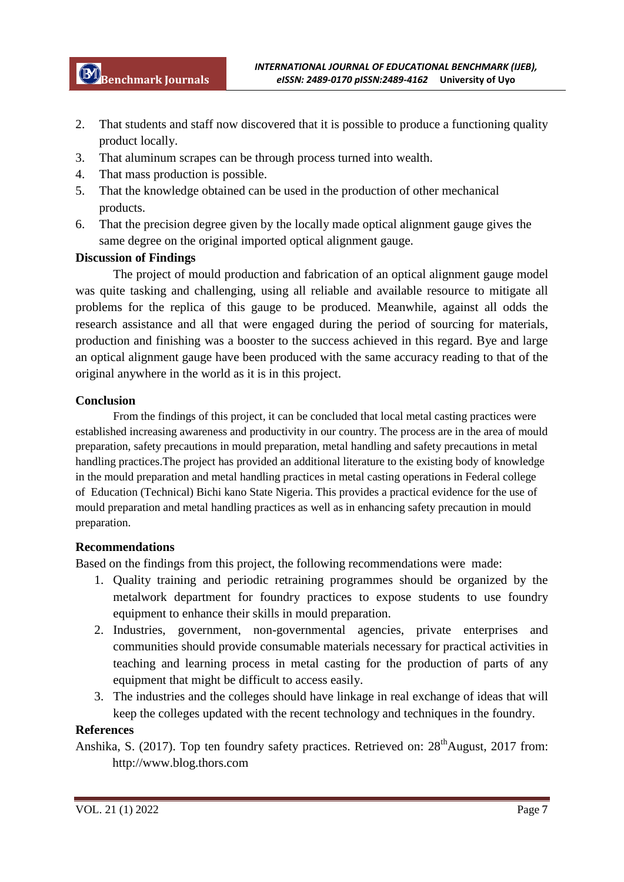2. That students and staff now discovered that it is possible to produce a functioning quality product locally.
3. That aluminum scrapes can be through process turned into wealth.
4. That mass production is possible.
5. That the knowledge obtained can be used in the production of other mechanical products.
6. That the precision degree given by the locally made optical alignment gauge gives the same degree on the original imported optical alignment gauge.

**Discussion of Findings**

The project of mould production and fabrication of an optical alignment gauge model was quite tasking and challenging, using all reliable and available resource to mitigate all problems for the replica of this gauge to be produced. Meanwhile, against all odds the research assistance and all that were engaged during the period of sourcing for materials, production and finishing was a booster to the success achieved in this regard. Bye and large an optical alignment gauge have been produced with the same accuracy reading to that of the original anywhere in the world as it is in this project.

**Conclusion**

From the findings of this project, it can be concluded that local metal casting practices were established increasing awareness and productivity in our country. The process are in the area of mould preparation, safety precautions in mould preparation, metal handling and safety precautions in metal handling practices.The project has provided an additional literature to the existing body of knowledge in the mould preparation and metal handling practices in metal casting operations in Federal college of Education (Technical) Bichi kano State Nigeria. This provides a practical evidence for the use of mould preparation and metal handling practices as well as in enhancing safety precaution in mould preparation.

**Recommendations**

Based on the findings from this project, the following recommendations were made:

1. Quality training and periodic retraining programmes should be organized by the metalwork department for foundry practices to expose students to use foundry equipment to enhance their skills in mould preparation.
2. Industries, government, non-governmental agencies, private enterprises and communities should provide consumable materials necessary for practical activities in teaching and learning process in metal casting for the production of parts of any equipment that might be difficult to access easily.
3. The industries and the colleges should have linkage in real exchange of ideas that will keep the colleges updated with the recent technology and techniques in the foundry.

**References**

Anshika, S. (2017). Top ten foundry safety practices. Retrieved on: 28th August, 2017 from: http://www.blog.thors.com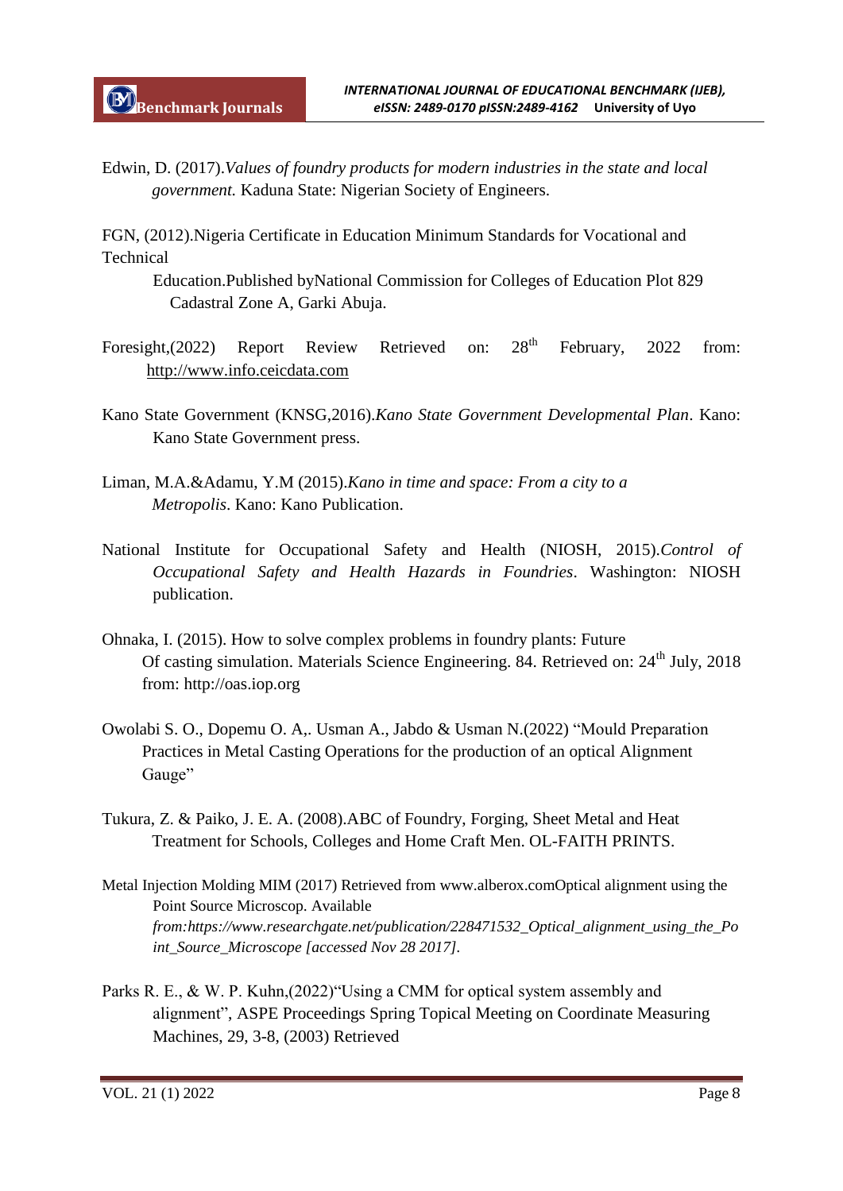Edwin, D. (2017).*Values of foundry products for modern industries in the state and local government.* Kaduna State: Nigerian Society of Engineers.

FGN, (2012).Nigeria Certificate in Education Minimum Standards for Vocational and Technical Education.Published byNational Commission for Colleges of Education Plot 829 Cadastral Zone A, Garki Abuja.

Foresight,(2022) Report Review Retrieved on: 28th February, 2022 from: http://www.info.ceicdata.com

Kano State Government (KNSG,2016).*Kano State Government Developmental Plan*. Kano: Kano State Government press.

Liman, M.A.&Adamu, Y.M (2015).*Kano in time and space: From a city to a Metropolis*. Kano: Kano Publication.

National Institute for Occupational Safety and Health (NIOSH, 2015).*Control of Occupational Safety and Health Hazards in Foundries*. Washington: NIOSH publication.

Ohnaka, I. (2015). How to solve complex problems in foundry plants: Future Of casting simulation. Materials Science Engineering. 84. Retrieved on: 24th July, 2018 from: http://oas.iop.org

Owolabi S. O., Dopemu O. A,. Usman A., Jabdo & Usman N.(2022) "Mould Preparation Practices in Metal Casting Operations for the production of an optical Alignment Gauge"

Tukura, Z. & Paiko, J. E. A. (2008).ABC of Foundry, Forging, Sheet Metal and Heat Treatment for Schools, Colleges and Home Craft Men. OL-FAITH PRINTS.

Metal Injection Molding MIM (2017) Retrieved from www.alberox.comOptical alignment using the Point Source Microscop. Available *from:https://www.researchgate.net/publication/228471532_Optical_alignment_using_the_Point_Source_Microscope [accessed Nov 28 2017].*

Parks R. E., & W. P. Kuhn,(2022)"Using a CMM for optical system assembly and alignment", ASPE Proceedings Spring Topical Meeting on Coordinate Measuring Machines, 29, 3-8, (2003) Retrieved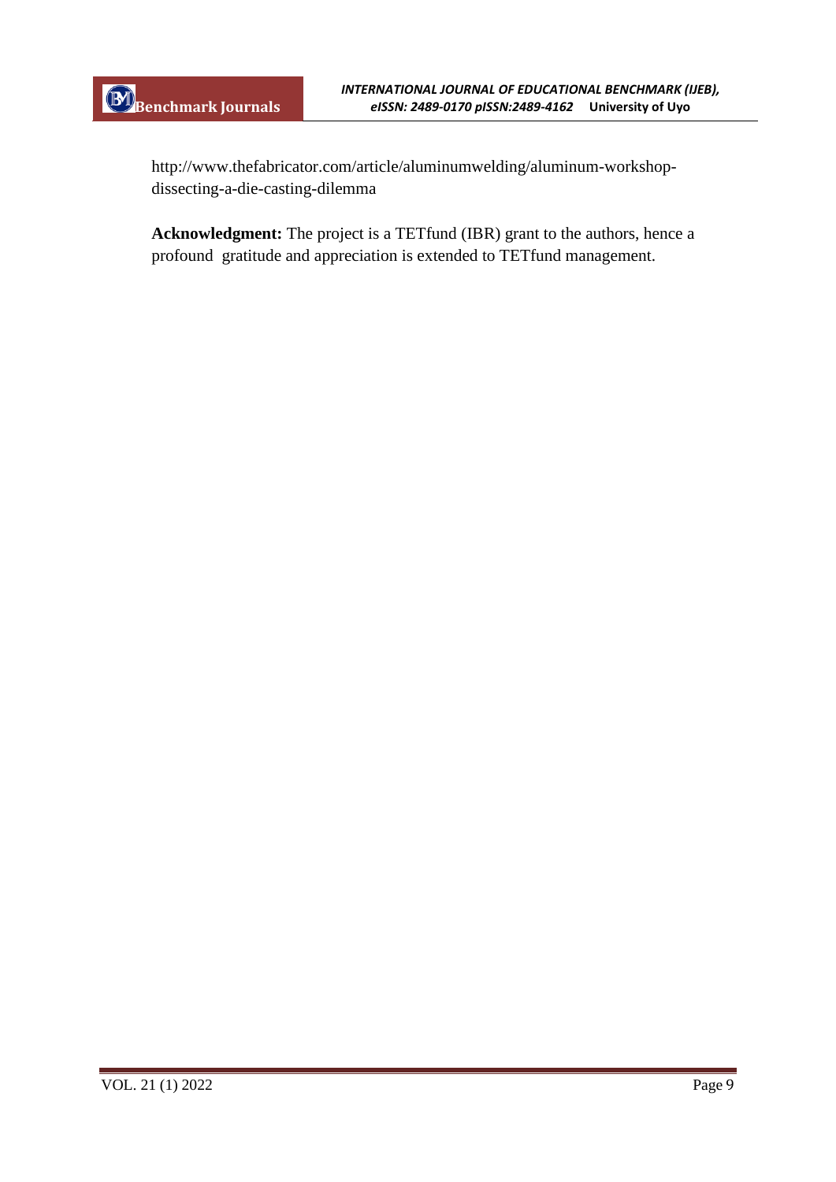http://www.thefabricator.com/article/aluminumwelding/aluminum-workshop-dissecting-a-die-casting-dilemma

**Acknowledgment:** The project is a TETfund (IBR) grant to the authors, hence a profound gratitude and appreciation is extended to TETfund management.